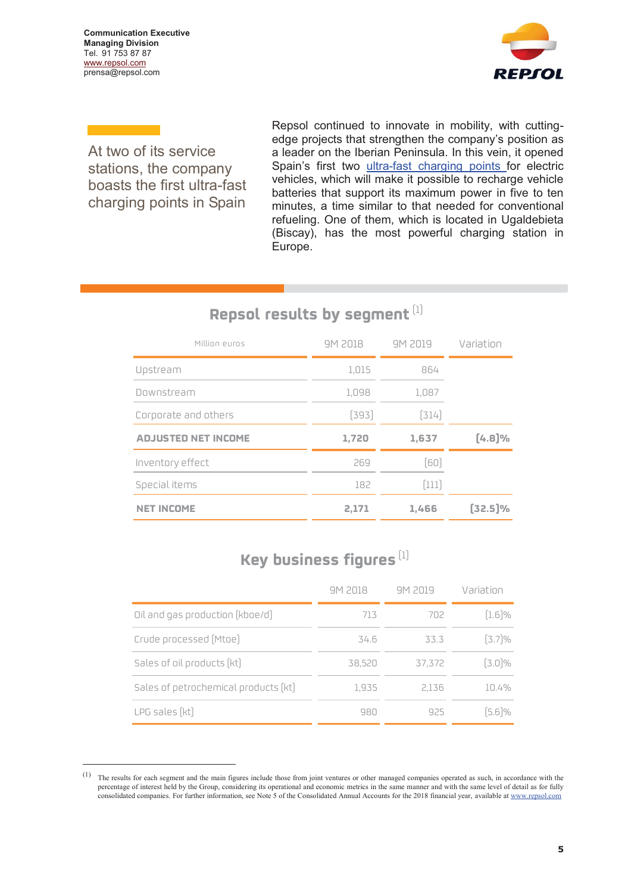Communication Executive
Managing Division
Tel. 91 753 87 87
www.repsol.com
prensa@repsol.com

At two of its service stations, the company boasts the first ultra-fast charging points in Spain

Repsol continued to innovate in mobility, with cutting-edge projects that strengthen the company's position as a leader on the Iberian Peninsula. In this vein, it opened Spain's first two ultra-fast charging points for electric vehicles, which will make it possible to recharge vehicle batteries that support its maximum power in five to ten minutes, a time similar to that needed for conventional refueling. One of them, which is located in Ugaldebieta (Biscay), has the most powerful charging station in Europe.

## Repsol results by segment [1]

| Million euros | 9M 2018 | 9M 2019 | Variation |
|---|---|---|---|
| Upstream | 1,015 | 864 | |
| Downstream | 1,098 | 1,087 | |
| Corporate and others | (393) | (314) | |
| **ADJUSTED NET INCOME** | **1,720** | **1,637** | **(4.8)%** |
| Inventory effect | 269 | (60) | |
| Special items | 182 | (111) | |
| **NET INCOME** | **2,171** | **1,466** | **(32.5)%** |

## Key business figures [1]

| | 9M 2018 | 9M 2019 | Variation |
|---|---|---|---|
| Oil and gas production (kboe/d) | 713 | 702 | (1.6)% |
| Crude processed (Mtoe) | 34.6 | 33.3 | (3.7)% |
| Sales of oil products (kt) | 38,520 | 37,372 | (3.0)% |
| Sales of petrochemical products (kt) | 1,935 | 2,136 | 10.4% |
| LPG sales (kt) | 980 | 925 | (5.6)% |

(1) The results for each segment and the main figures include those from joint ventures or other managed companies operated as such, in accordance with the percentage of interest held by the Group, considering its operational and economic metrics in the same manner and with the same level of detail as for fully consolidated companies. For further information, see Note 5 of the Consolidated Annual Accounts for the 2018 financial year, available at www.repsol.com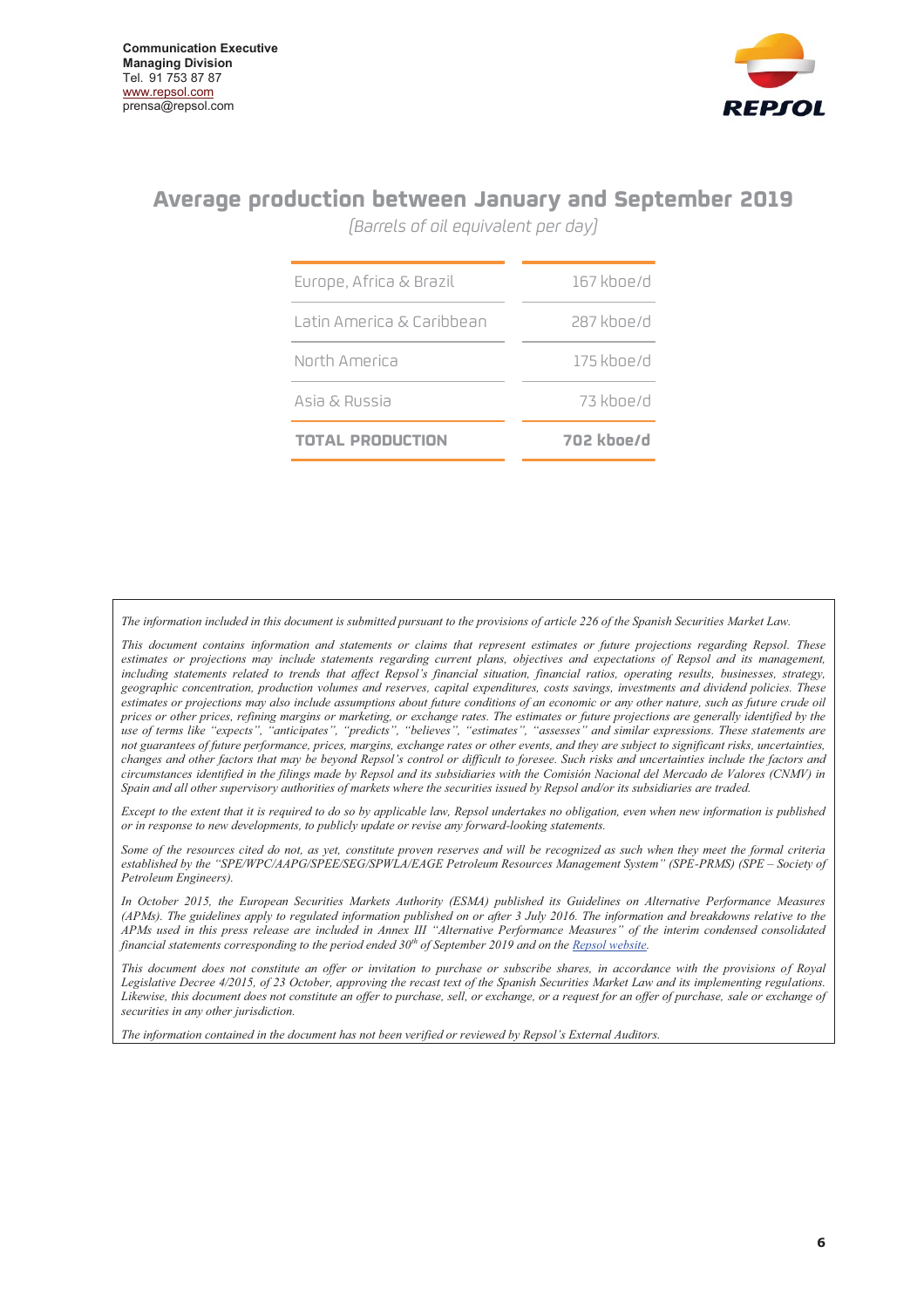**Communication Executive Managing Division**
Tel. 91 753 87 87
www.repsol.com
prensa@repsol.com

# Average production between January and September 2019

*(Barrels of oil equivalent per day)*

| | |
|---|---|
| Europe, Africa & Brazil | 167 kboe/d |
| Latin America & Caribbean | 287 kboe/d |
| North America | 175 kboe/d |
| Asia & Russia | 73 kboe/d |
| **TOTAL PRODUCTION** | **702 kboe/d** |

*The information included in this document is submitted pursuant to the provisions of article 226 of the Spanish Securities Market Law.*

*This document contains information and statements or claims that represent estimates or future projections regarding Repsol. These estimates or projections may include statements regarding current plans, objectives and expectations of Repsol and its management, including statements related to trends that affect Repsol's financial situation, financial ratios, operating results, businesses, strategy, geographic concentration, production volumes and reserves, capital expenditures, costs savings, investments and dividend policies. These estimates or projections may also include assumptions about future conditions of an economic or any other nature, such as future crude oil prices or other prices, refining margins or marketing, or exchange rates. The estimates or future projections are generally identified by the use of terms like "expects", "anticipates", "predicts", "believes", "estimates", "assesses" and similar expressions. These statements are not guarantees of future performance, prices, margins, exchange rates or other events, and they are subject to significant risks, uncertainties, changes and other factors that may be beyond Repsol's control or difficult to foresee. Such risks and uncertainties include the factors and circumstances identified in the filings made by Repsol and its subsidiaries with the Comisión Nacional del Mercado de Valores (CNMV) in Spain and all other supervisory authorities of markets where the securities issued by Repsol and/or its subsidiaries are traded.*

*Except to the extent that it is required to do so by applicable law, Repsol undertakes no obligation, even when new information is published or in response to new developments, to publicly update or revise any forward-looking statements.*

*Some of the resources cited do not, as yet, constitute proven reserves and will be recognized as such when they meet the formal criteria established by the "SPE/WPC/AAPG/SPEE/SEG/SPWLA/EAGE Petroleum Resources Management System" (SPE-PRMS) (SPE – Society of Petroleum Engineers).*

*In October 2015, the European Securities Markets Authority (ESMA) published its Guidelines on Alternative Performance Measures (APMs). The guidelines apply to regulated information published on or after 3 July 2016. The information and breakdowns relative to the APMs used in this press release are included in Annex III "Alternative Performance Measures" of the interim condensed consolidated financial statements corresponding to the period ended 30th of September 2019 and on the Repsol website.*

*This document does not constitute an offer or invitation to purchase or subscribe shares, in accordance with the provisions of Royal Legislative Decree 4/2015, of 23 October, approving the recast text of the Spanish Securities Market Law and its implementing regulations. Likewise, this document does not constitute an offer to purchase, sell, or exchange, or a request for an offer of purchase, sale or exchange of securities in any other jurisdiction.*

*The information contained in the document has not been verified or reviewed by Repsol's External Auditors.*